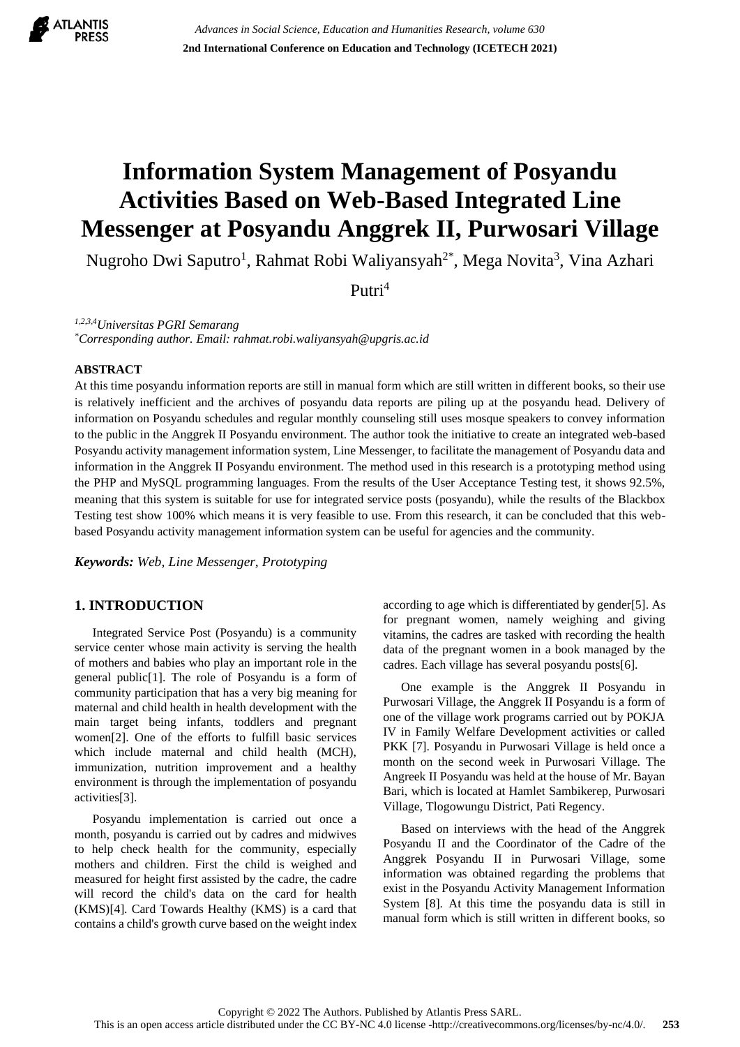# Information System Management of Posyandu Activities Based on Web-Based Integrated Line Messenger at Posyandu Anggrek II, Purwosari Village

Nugroho Dwi Saputro[1], Rahmat Robi Waliyansyah[2*], Mega Novita[3], Vina Azhari Putri[4]

*[1,2,3,4]Universitas PGRI Semarang*
*[*]Corresponding author. Email: rahmat.robi.waliyansyah@upgris.ac.id*

## ABSTRACT

At this time posyandu information reports are still in manual form which are still written in different books, so their use is relatively inefficient and the archives of posyandu data reports are piling up at the posyandu head. Delivery of information on Posyandu schedules and regular monthly counseling still uses mosque speakers to convey information to the public in the Anggrek II Posyandu environment. The author took the initiative to create an integrated web-based Posyandu activity management information system, Line Messenger, to facilitate the management of Posyandu data and information in the Anggrek II Posyandu environment. The method used in this research is a prototyping method using the PHP and MySQL programming languages. From the results of the User Acceptance Testing test, it shows 92.5%, meaning that this system is suitable for use for integrated service posts (posyandu), while the results of the Blackbox Testing test show 100% which means it is very feasible to use. From this research, it can be concluded that this web-based Posyandu activity management information system can be useful for agencies and the community.

***Keywords:*** *Web, Line Messenger, Prototyping*

## 1. INTRODUCTION

Integrated Service Post (Posyandu) is a community service center whose main activity is serving the health of mothers and babies who play an important role in the general public[1]. The role of Posyandu is a form of community participation that has a very big meaning for maternal and child health in health development with the main target being infants, toddlers and pregnant women[2]. One of the efforts to fulfill basic services which include maternal and child health (MCH), immunization, nutrition improvement and a healthy environment is through the implementation of posyandu activities[3].

Posyandu implementation is carried out once a month, posyandu is carried out by cadres and midwives to help check health for the community, especially mothers and children. First the child is weighed and measured for height first assisted by the cadre, the cadre will record the child's data on the card for health (KMS)[4]. Card Towards Healthy (KMS) is a card that contains a child's growth curve based on the weight index according to age which is differentiated by gender[5]. As for pregnant women, namely weighing and giving vitamins, the cadres are tasked with recording the health data of the pregnant women in a book managed by the cadres. Each village has several posyandu posts[6].

One example is the Anggrek II Posyandu in Purwosari Village, the Anggrek II Posyandu is a form of one of the village work programs carried out by POKJA IV in Family Welfare Development activities or called PKK [7]. Posyandu in Purwosari Village is held once a month on the second week in Purwosari Village. The Angreek II Posyandu was held at the house of Mr. Bayan Bari, which is located at Hamlet Sambikerep, Purwosari Village, Tlogowungu District, Pati Regency.

Based on interviews with the head of the Anggrek Posyandu II and the Coordinator of the Cadre of the Anggrek Posyandu II in Purwosari Village, some information was obtained regarding the problems that exist in the Posyandu Activity Management Information System [8]. At this time the posyandu data is still in manual form which is still written in different books, so

Copyright © 2022 The Authors. Published by Atlantis Press SARL.
This is an open access article distributed under the CC BY-NC 4.0 license -http://creativecommons.org/licenses/by-nc/4.0/.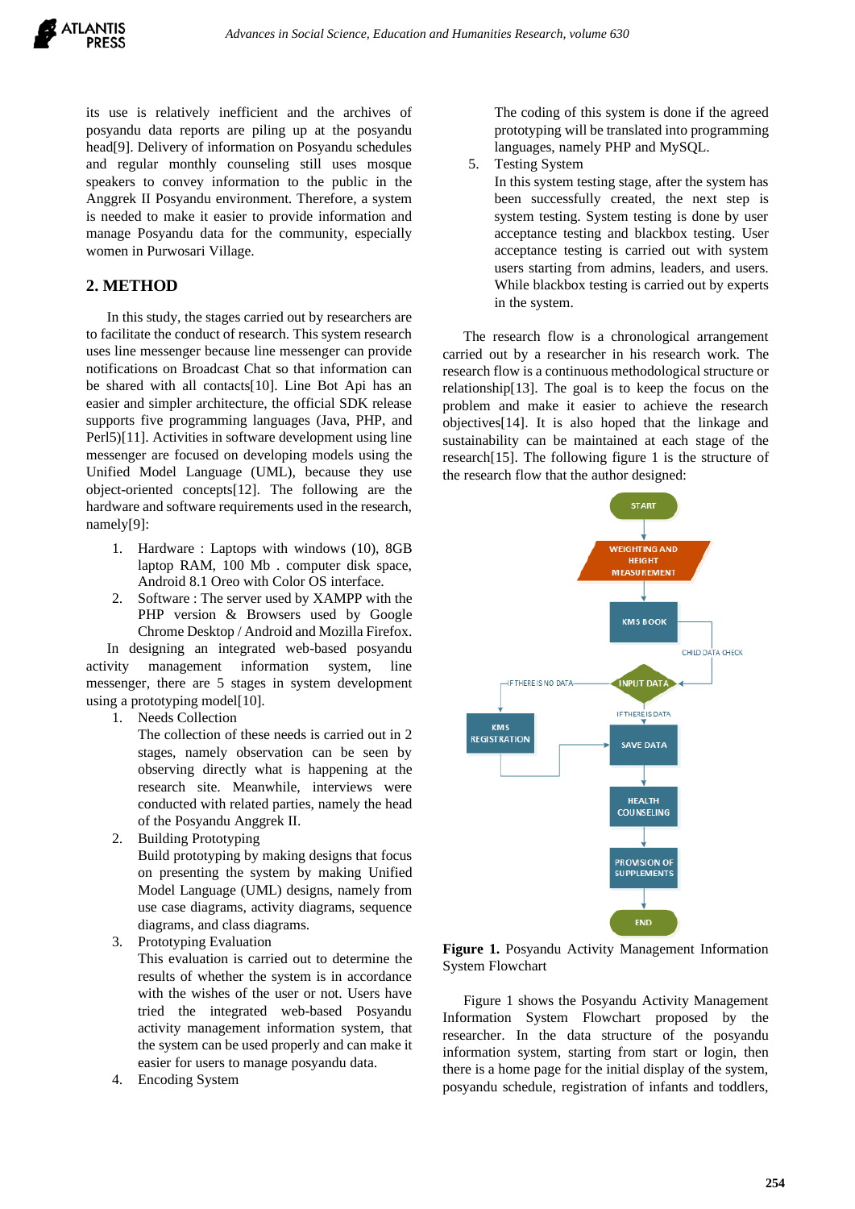its use is relatively inefficient and the archives of posyandu data reports are piling up at the posyandu head[9]. Delivery of information on Posyandu schedules and regular monthly counseling still uses mosque speakers to convey information to the public in the Anggrek II Posyandu environment. Therefore, a system is needed to make it easier to provide information and manage Posyandu data for the community, especially women in Purwosari Village.

## 2. METHOD

In this study, the stages carried out by researchers are to facilitate the conduct of research. This system research uses line messenger because line messenger can provide notifications on Broadcast Chat so that information can be shared with all contacts[10]. Line Bot Api has an easier and simpler architecture, the official SDK release supports five programming languages (Java, PHP, and Perl5)[11]. Activities in software development using line messenger are focused on developing models using the Unified Model Language (UML), because they use object-oriented concepts[12]. The following are the hardware and software requirements used in the research, namely[9]:

1. Hardware : Laptops with windows (10), 8GB laptop RAM, 100 Mb . computer disk space, Android 8.1 Oreo with Color OS interface.
2. Software : The server used by XAMPP with the PHP version & Browsers used by Google Chrome Desktop / Android and Mozilla Firefox.

In designing an integrated web-based posyandu activity management information system, line messenger, there are 5 stages in system development using a prototyping model[10].

1. Needs Collection
   The collection of these needs is carried out in 2 stages, namely observation can be seen by observing directly what is happening at the research site. Meanwhile, interviews were conducted with related parties, namely the head of the Posyandu Anggrek II.
2. Building Prototyping
   Build prototyping by making designs that focus on presenting the system by making Unified Model Language (UML) designs, namely from use case diagrams, activity diagrams, sequence diagrams, and class diagrams.
3. Prototyping Evaluation
   This evaluation is carried out to determine the results of whether the system is in accordance with the wishes of the user or not. Users have tried the integrated web-based Posyandu activity management information system, that the system can be used properly and can make it easier for users to manage posyandu data.
4. Encoding System
   The coding of this system is done if the agreed prototyping will be translated into programming languages, namely PHP and MySQL.
5. Testing System
   In this system testing stage, after the system has been successfully created, the next step is system testing. System testing is done by user acceptance testing and blackbox testing. User acceptance testing is carried out with system users starting from admins, leaders, and users. While blackbox testing is carried out by experts in the system.

The research flow is a chronological arrangement carried out by a researcher in his research work. The research flow is a continuous methodological structure or relationship[13]. The goal is to keep the focus on the problem and make it easier to achieve the research objectives[14]. It is also hoped that the linkage and sustainability can be maintained at each stage of the research[15]. The following figure 1 is the structure of the research flow that the author designed:

**Figure 1.** Posyandu Activity Management Information System Flowchart

Figure 1 shows the Posyandu Activity Management Information System Flowchart proposed by the researcher. In the data structure of the posyandu information system, starting from start or login, then there is a home page for the initial display of the system, posyandu schedule, registration of infants and toddlers,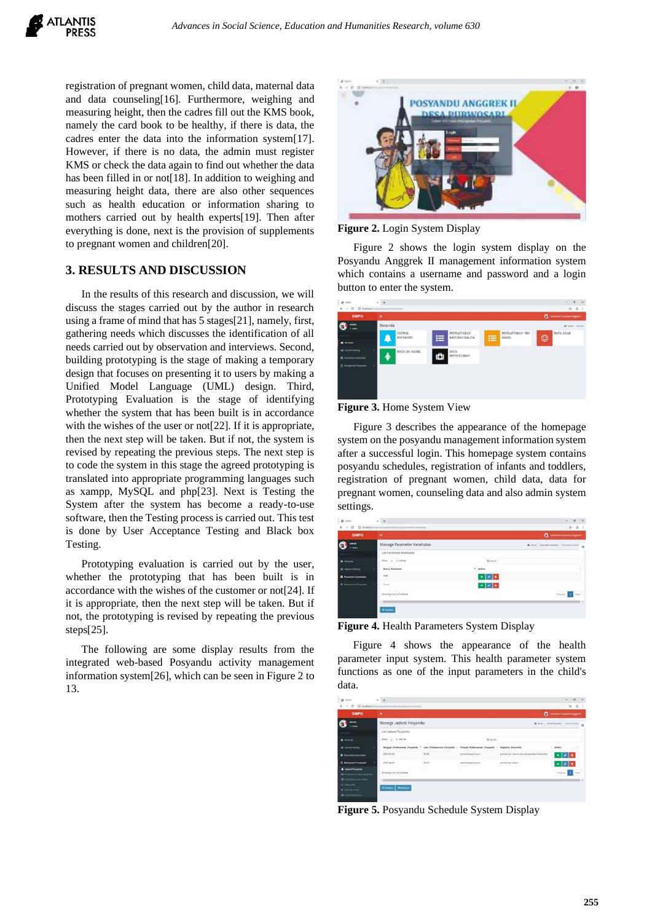registration of pregnant women, child data, maternal data and data counseling[16]. Furthermore, weighing and measuring height, then the cadres fill out the KMS book, namely the card book to be healthy, if there is data, the cadres enter the data into the information system[17]. However, if there is no data, the admin must register KMS or check the data again to find out whether the data has been filled in or not[18]. In addition to weighing and measuring height data, there are also other sequences such as health education or information sharing to mothers carried out by health experts[19]. Then after everything is done, next is the provision of supplements to pregnant women and children[20].

## 3. RESULTS AND DISCUSSION

In the results of this research and discussion, we will discuss the stages carried out by the author in research using a frame of mind that has 5 stages[21], namely, first, gathering needs which discusses the identification of all needs carried out by observation and interviews. Second, building prototyping is the stage of making a temporary design that focuses on presenting it to users by making a Unified Model Language (UML) design. Third, Prototyping Evaluation is the stage of identifying whether the system that has been built is in accordance with the wishes of the user or not[22]. If it is appropriate, then the next step will be taken. But if not, the system is revised by repeating the previous steps. The next step is to code the system in this stage the agreed prototyping is translated into appropriate programming languages such as xampp, MySQL and php[23]. Next is Testing the System after the system has become a ready-to-use software, then the Testing process is carried out. This test is done by User Acceptance Testing and Black box Testing.

Prototyping evaluation is carried out by the user, whether the prototyping that has been built is in accordance with the wishes of the customer or not[24]. If it is appropriate, then the next step will be taken. But if it is not, the prototyping is revised by repeating the previous steps[25].

The following are some display results from the integrated web-based Posyandu activity management information system[26], which can be seen in Figure 2 to 13.

**Figure 2.** Login System Display

Figure 2 shows the login system display on the Posyandu Anggrek II management information system which contains a username and password and a login button to enter the system.

**Figure 3.** Home System View

Figure 3 describes the appearance of the homepage system on the posyandu management information system after a successful login. This homepage system contains posyandu schedules, registration of infants and toddlers, registration of pregnant women, child data, data for pregnant women, counseling data and also admin system settings.

**Figure 4.** Health Parameters System Display

Figure 4 shows the appearance of the health parameter input system. This health parameter system functions as one of the input parameters in the child's data.

**Figure 5.** Posyandu Schedule System Display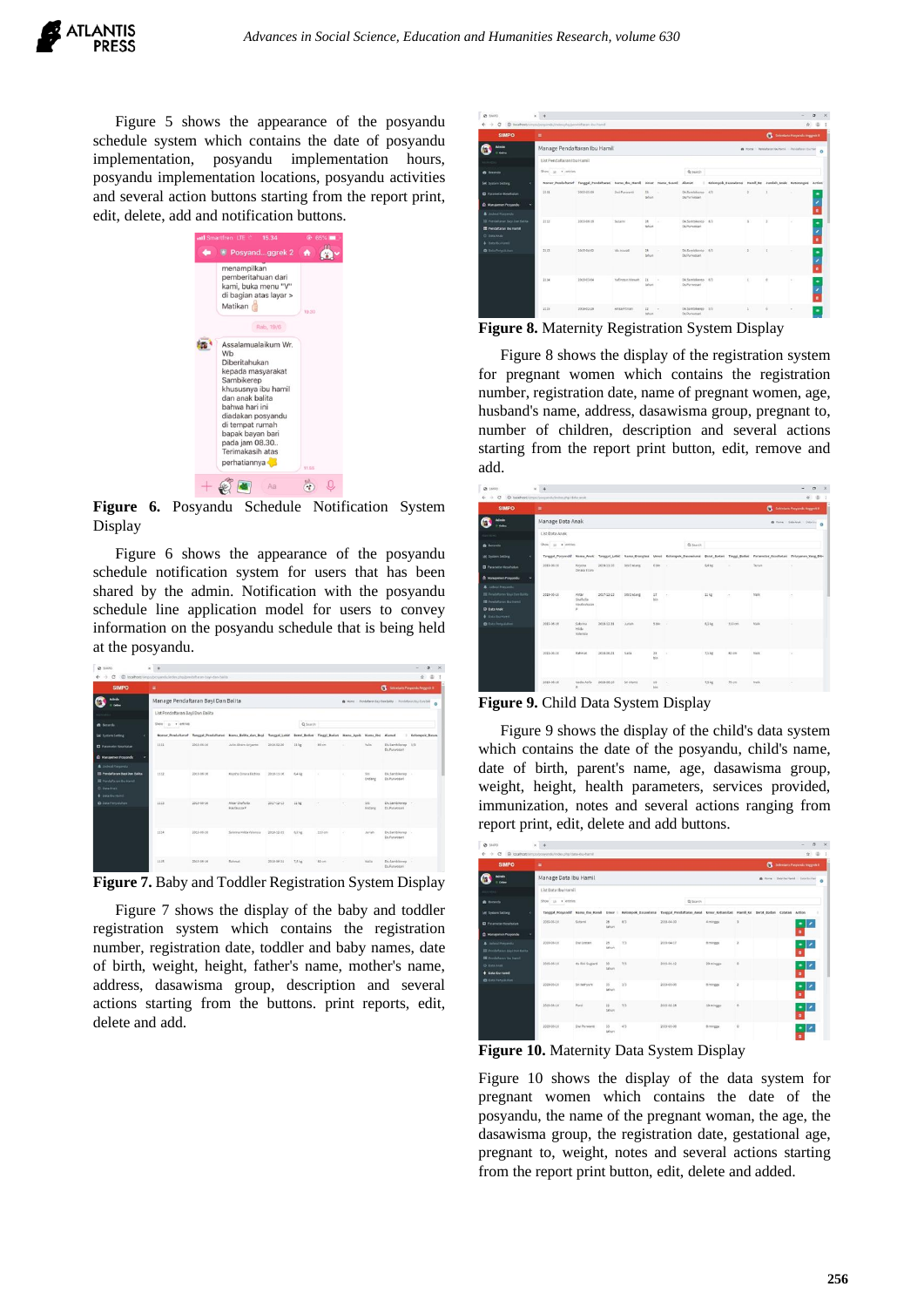Figure 5 shows the appearance of the posyandu schedule system which contains the date of posyandu implementation, posyandu implementation hours, posyandu implementation locations, posyandu activities and several action buttons starting from the report print, edit, delete, add and notification buttons.

**Figure 6.** Posyandu Schedule Notification System Display

Figure 6 shows the appearance of the posyandu schedule notification system for users that has been shared by the admin. Notification with the posyandu schedule line application model for users to convey information on the posyandu schedule that is being held at the posyandu.

**Figure 7.** Baby and Toddler Registration System Display

Figure 7 shows the display of the baby and toddler registration system which contains the registration number, registration date, toddler and baby names, date of birth, weight, height, father's name, mother's name, address, dasawisma group, description and several actions starting from the buttons. print reports, edit, delete and add.

**Figure 8.** Maternity Registration System Display

Figure 8 shows the display of the registration system for pregnant women which contains the registration number, registration date, name of pregnant women, age, husband's name, address, dasawisma group, pregnant to, number of children, description and several actions starting from the report print button, edit, remove and add.

**Figure 9.** Child Data System Display

Figure 9 shows the display of the child's data system which contains the date of the posyandu, child's name, date of birth, parent's name, age, dasawisma group, weight, height, health parameters, services provided, immunization, notes and several actions ranging from report print, edit, delete and add buttons.

**Figure 10.** Maternity Data System Display

Figure 10 shows the display of the data system for pregnant women which contains the date of the posyandu, the name of the pregnant woman, the age, the dasawisma group, the registration date, gestational age, pregnant to, weight, notes and several actions starting from the report print button, edit, delete and added.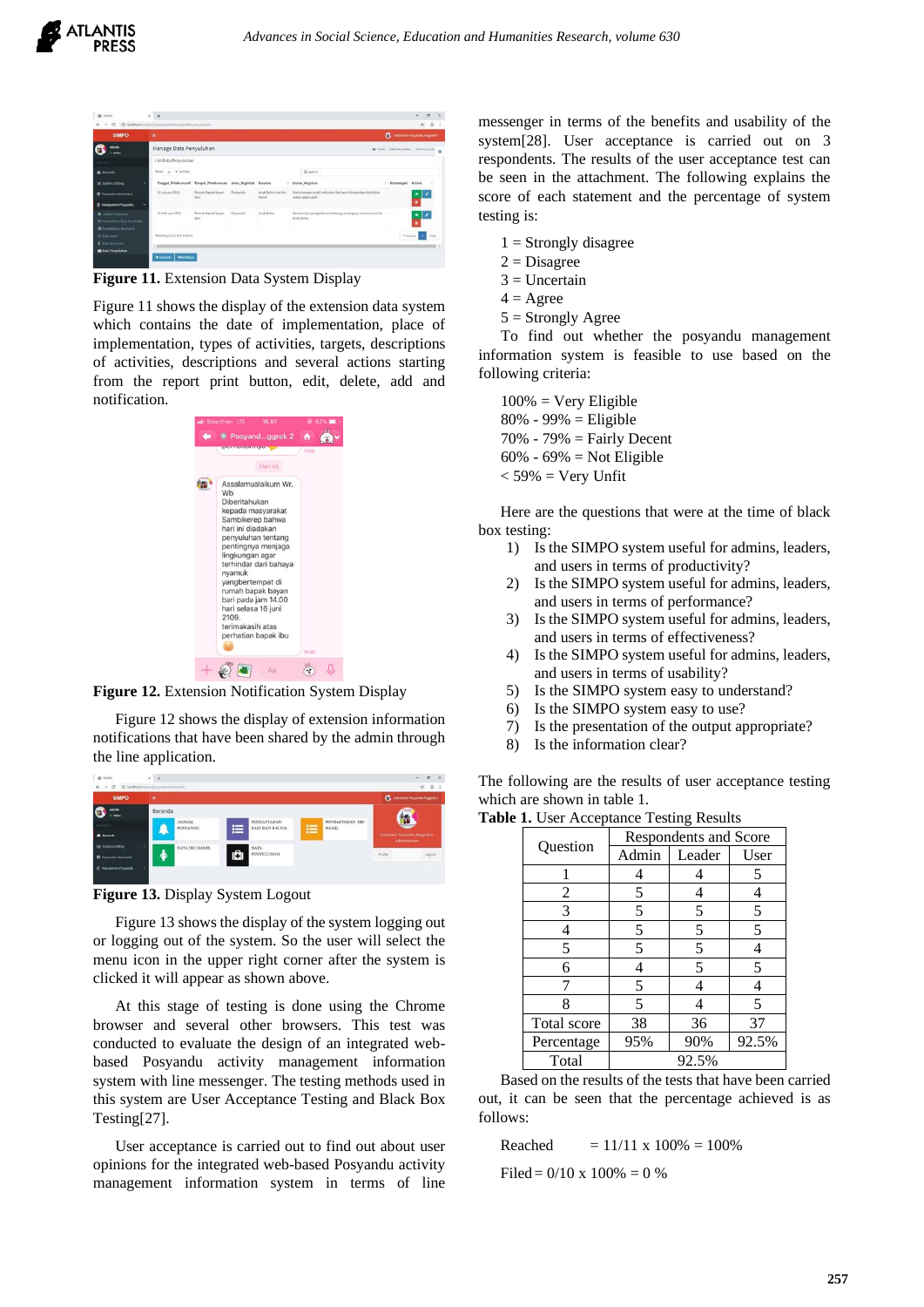**Figure 11.** Extension Data System Display

Figure 11 shows the display of the extension data system which contains the date of implementation, place of implementation, types of activities, targets, descriptions of activities, descriptions and several actions starting from the report print button, edit, delete, add and notification.

**Figure 12.** Extension Notification System Display

Figure 12 shows the display of extension information notifications that have been shared by the admin through the line application.

**Figure 13.** Display System Logout

Figure 13 shows the display of the system logging out or logging out of the system. So the user will select the menu icon in the upper right corner after the system is clicked it will appear as shown above.

At this stage of testing is done using the Chrome browser and several other browsers. This test was conducted to evaluate the design of an integrated web-based Posyandu activity management information system with line messenger. The testing methods used in this system are User Acceptance Testing and Black Box Testing[27].

User acceptance is carried out to find out about user opinions for the integrated web-based Posyandu activity management information system in terms of line messenger in terms of the benefits and usability of the system[28]. User acceptance is carried out on 3 respondents. The results of the user acceptance test can be seen in the attachment. The following explains the score of each statement and the percentage of system testing is:

1 = Strongly disagree
2 = Disagree
3 = Uncertain
4 = Agree
5 = Strongly Agree

To find out whether the posyandu management information system is feasible to use based on the following criteria:

100% = Very Eligible
80% - 99% = Eligible
70% - 79% = Fairly Decent
60% - 69% = Not Eligible
< 59% = Very Unfit

Here are the questions that were at the time of black box testing:

1) Is the SIMPO system useful for admins, leaders, and users in terms of productivity?
2) Is the SIMPO system useful for admins, leaders, and users in terms of performance?
3) Is the SIMPO system useful for admins, leaders, and users in terms of effectiveness?
4) Is the SIMPO system useful for admins, leaders, and users in terms of usability?
5) Is the SIMPO system easy to understand?
6) Is the SIMPO system easy to use?
7) Is the presentation of the output appropriate?
8) Is the information clear?

The following are the results of user acceptance testing which are shown in table 1.

**Table 1.** User Acceptance Testing Results

| Question | Respondents and Score | | |
|---|---|---|---|
| | Admin | Leader | User |
| 1 | 4 | 4 | 5 |
| 2 | 5 | 4 | 4 |
| 3 | 5 | 5 | 5 |
| 4 | 5 | 5 | 5 |
| 5 | 5 | 5 | 4 |
| 6 | 4 | 5 | 5 |
| 7 | 5 | 4 | 4 |
| 8 | 5 | 4 | 5 |
| Total score | 38 | 36 | 37 |
| Percentage | 95% | 90% | 92.5% |
| Total | 92.5% | | |

Based on the results of the tests that have been carried out, it can be seen that the percentage achieved is as follows:

Reached = 11/11 x 100% = 100%

Filed = 0/10 x 100% = 0 %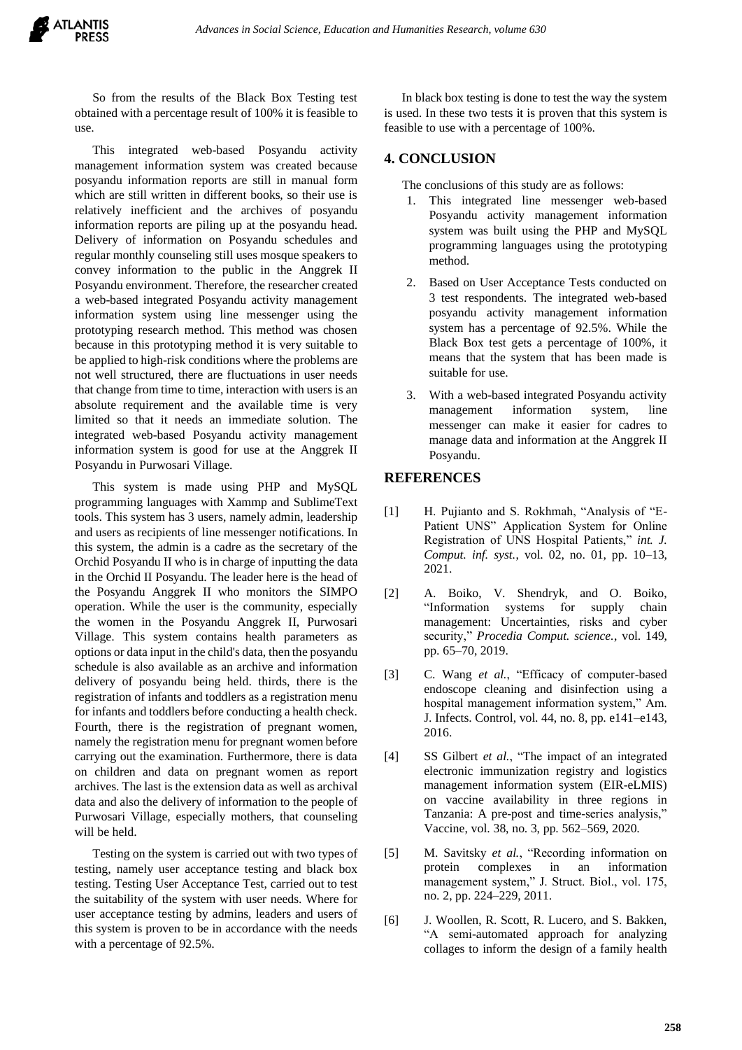So from the results of the Black Box Testing test obtained with a percentage result of 100% it is feasible to use.

This integrated web-based Posyandu activity management information system was created because posyandu information reports are still in manual form which are still written in different books, so their use is relatively inefficient and the archives of posyandu information reports are piling up at the posyandu head. Delivery of information on Posyandu schedules and regular monthly counseling still uses mosque speakers to convey information to the public in the Anggrek II Posyandu environment. Therefore, the researcher created a web-based integrated Posyandu activity management information system using line messenger using the prototyping research method. This method was chosen because in this prototyping method it is very suitable to be applied to high-risk conditions where the problems are not well structured, there are fluctuations in user needs that change from time to time, interaction with users is an absolute requirement and the available time is very limited so that it needs an immediate solution. The integrated web-based Posyandu activity management information system is good for use at the Anggrek II Posyandu in Purwosari Village.

This system is made using PHP and MySQL programming languages with Xammp and SublimeText tools. This system has 3 users, namely admin, leadership and users as recipients of line messenger notifications. In this system, the admin is a cadre as the secretary of the Orchid Posyandu II who is in charge of inputting the data in the Orchid II Posyandu. The leader here is the head of the Posyandu Anggrek II who monitors the SIMPO operation. While the user is the community, especially the women in the Posyandu Anggrek II, Purwosari Village. This system contains health parameters as options or data input in the child's data, then the posyandu schedule is also available as an archive and information delivery of posyandu being held. thirds, there is the registration of infants and toddlers as a registration menu for infants and toddlers before conducting a health check. Fourth, there is the registration of pregnant women, namely the registration menu for pregnant women before carrying out the examination. Furthermore, there is data on children and data on pregnant women as report archives. The last is the extension data as well as archival data and also the delivery of information to the people of Purwosari Village, especially mothers, that counseling will be held.

Testing on the system is carried out with two types of testing, namely user acceptance testing and black box testing. Testing User Acceptance Test, carried out to test the suitability of the system with user needs. Where for user acceptance testing by admins, leaders and users of this system is proven to be in accordance with the needs with a percentage of 92.5%.

In black box testing is done to test the way the system is used. In these two tests it is proven that this system is feasible to use with a percentage of 100%.

## 4. CONCLUSION

The conclusions of this study are as follows:

1. This integrated line messenger web-based Posyandu activity management information system was built using the PHP and MySQL programming languages using the prototyping method.
2. Based on User Acceptance Tests conducted on 3 test respondents. The integrated web-based posyandu activity management information system has a percentage of 92.5%. While the Black Box test gets a percentage of 100%, it means that the system that has been made is suitable for use.
3. With a web-based integrated Posyandu activity management information system, line messenger can make it easier for cadres to manage data and information at the Anggrek II Posyandu.

## REFERENCES

[1] H. Pujianto and S. Rokhmah, "Analysis of "E-Patient UNS" Application System for Online Registration of UNS Hospital Patients," *int. J. Comput. inf. syst.*, vol. 02, no. 01, pp. 10–13, 2021.

[2] A. Boiko, V. Shendryk, and O. Boiko, "Information systems for supply chain management: Uncertainties, risks and cyber security," *Procedia Comput. science.*, vol. 149, pp. 65–70, 2019.

[3] C. Wang *et al.*, "Efficacy of computer-based endoscope cleaning and disinfection using a hospital management information system," Am. J. Infects. Control, vol. 44, no. 8, pp. e141–e143, 2016.

[4] SS Gilbert *et al.*, "The impact of an integrated electronic immunization registry and logistics management information system (EIR-eLMIS) on vaccine availability in three regions in Tanzania: A pre-post and time-series analysis," Vaccine, vol. 38, no. 3, pp. 562–569, 2020.

[5] M. Savitsky *et al.*, "Recording information on protein complexes in an information management system," J. Struct. Biol., vol. 175, no. 2, pp. 224–229, 2011.

[6] J. Woollen, R. Scott, R. Lucero, and S. Bakken, "A semi-automated approach for analyzing collages to inform the design of a family health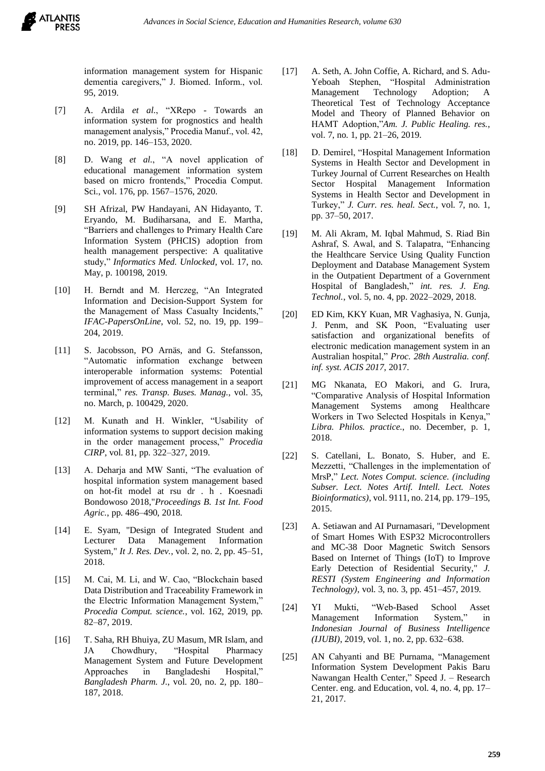information management system for Hispanic dementia caregivers," J. Biomed. Inform., vol. 95, 2019.

[7] A. Ardila *et al.*, "XRepo - Towards an information system for prognostics and health management analysis," Procedia Manuf., vol. 42, no. 2019, pp. 146–153, 2020.

[8] D. Wang *et al.*, "A novel application of educational management information system based on micro frontends," Procedia Comput. Sci., vol. 176, pp. 1567–1576, 2020.

[9] SH Afrizal, PW Handayani, AN Hidayanto, T. Eryando, M. Budiharsana, and E. Martha, "Barriers and challenges to Primary Health Care Information System (PHCIS) adoption from health management perspective: A qualitative study," *Informatics Med. Unlocked*, vol. 17, no. May, p. 100198, 2019.

[10] H. Berndt and M. Herczeg, "An Integrated Information and Decision-Support System for the Management of Mass Casualty Incidents," *IFAC-PapersOnLine*, vol. 52, no. 19, pp. 199–204, 2019.

[11] S. Jacobsson, PO Arnäs, and G. Stefansson, "Automatic information exchange between interoperable information systems: Potential improvement of access management in a seaport terminal," *res. Transp. Buses. Manag.*, vol. 35, no. March, p. 100429, 2020.

[12] M. Kunath and H. Winkler, "Usability of information systems to support decision making in the order management process," *Procedia CIRP*, vol. 81, pp. 322–327, 2019.

[13] A. Deharja and MW Santi, "The evaluation of hospital information system management based on hot-fit model at rsu dr . h . Koesnadi Bondowoso 2018,"*Proceedings B. 1st Int. Food Agric.*, pp. 486–490, 2018.

[14] E. Syam, "Design of Integrated Student and Lecturer Data Management Information System," *It J. Res. Dev.*, vol. 2, no. 2, pp. 45–51, 2018.

[15] M. Cai, M. Li, and W. Cao, "Blockchain based Data Distribution and Traceability Framework in the Electric Information Management System," *Procedia Comput. science.*, vol. 162, 2019, pp. 82–87, 2019.

[16] T. Saha, RH Bhuiya, ZU Masum, MR Islam, and JA Chowdhury, "Hospital Pharmacy Management System and Future Development Approaches in Bangladeshi Hospital," *Bangladesh Pharm. J.*, vol. 20, no. 2, pp. 180–187, 2018.

[17] A. Seth, A. John Coffie, A. Richard, and S. Adu-Yeboah Stephen, "Hospital Administration Management Technology Adoption; A Theoretical Test of Technology Acceptance Model and Theory of Planned Behavior on HAMT Adoption,"*Am. J. Public Healing. res.*, vol. 7, no. 1, pp. 21–26, 2019.

[18] D. Demirel, "Hospital Management Information Systems in Health Sector and Development in Turkey Journal of Current Researches on Health Sector Hospital Management Information Systems in Health Sector and Development in Turkey," *J. Curr. res. heal. Sect.*, vol. 7, no. 1, pp. 37–50, 2017.

[19] M. Ali Akram, M. Iqbal Mahmud, S. Riad Bin Ashraf, S. Awal, and S. Talapatra, "Enhancing the Healthcare Service Using Quality Function Deployment and Database Management System in the Outpatient Department of a Government Hospital of Bangladesh," *int. res. J. Eng. Technol.*, vol. 5, no. 4, pp. 2022–2029, 2018.

[20] ED Kim, KKY Kuan, MR Vaghasiya, N. Gunja, J. Penm, and SK Poon, "Evaluating user satisfaction and organizational benefits of electronic medication management system in an Australian hospital," *Proc. 28th Australia. conf. inf. syst. ACIS 2017*, 2017.

[21] MG Nkanata, EO Makori, and G. Irura, "Comparative Analysis of Hospital Information Management Systems among Healthcare Workers in Two Selected Hospitals in Kenya," *Libra. Philos. practice.*, no. December, p. 1, 2018.

[22] S. Catellani, L. Bonato, S. Huber, and E. Mezzetti, "Challenges in the implementation of MrsP," *Lect. Notes Comput. science. (including Subser. Lect. Notes Artif. Intell. Lect. Notes Bioinformatics)*, vol. 9111, no. 214, pp. 179–195, 2015.

[23] A. Setiawan and AI Purnamasari, "Development of Smart Homes With ESP32 Microcontrollers and MC-38 Door Magnetic Switch Sensors Based on Internet of Things (IoT) to Improve Early Detection of Residential Security," *J. RESTI (System Engineering and Information Technology)*, vol. 3, no. 3, pp. 451–457, 2019.

[24] YI Mukti, "Web-Based School Asset Management Information System," in *Indonesian Journal of Business Intelligence (IJUBI)*, 2019, vol. 1, no. 2, pp. 632–638.

[25] AN Cahyanti and BE Purnama, "Management Information System Development Pakis Baru Nawangan Health Center," Speed J. – Research Center. eng. and Education, vol. 4, no. 4, pp. 17–21, 2017.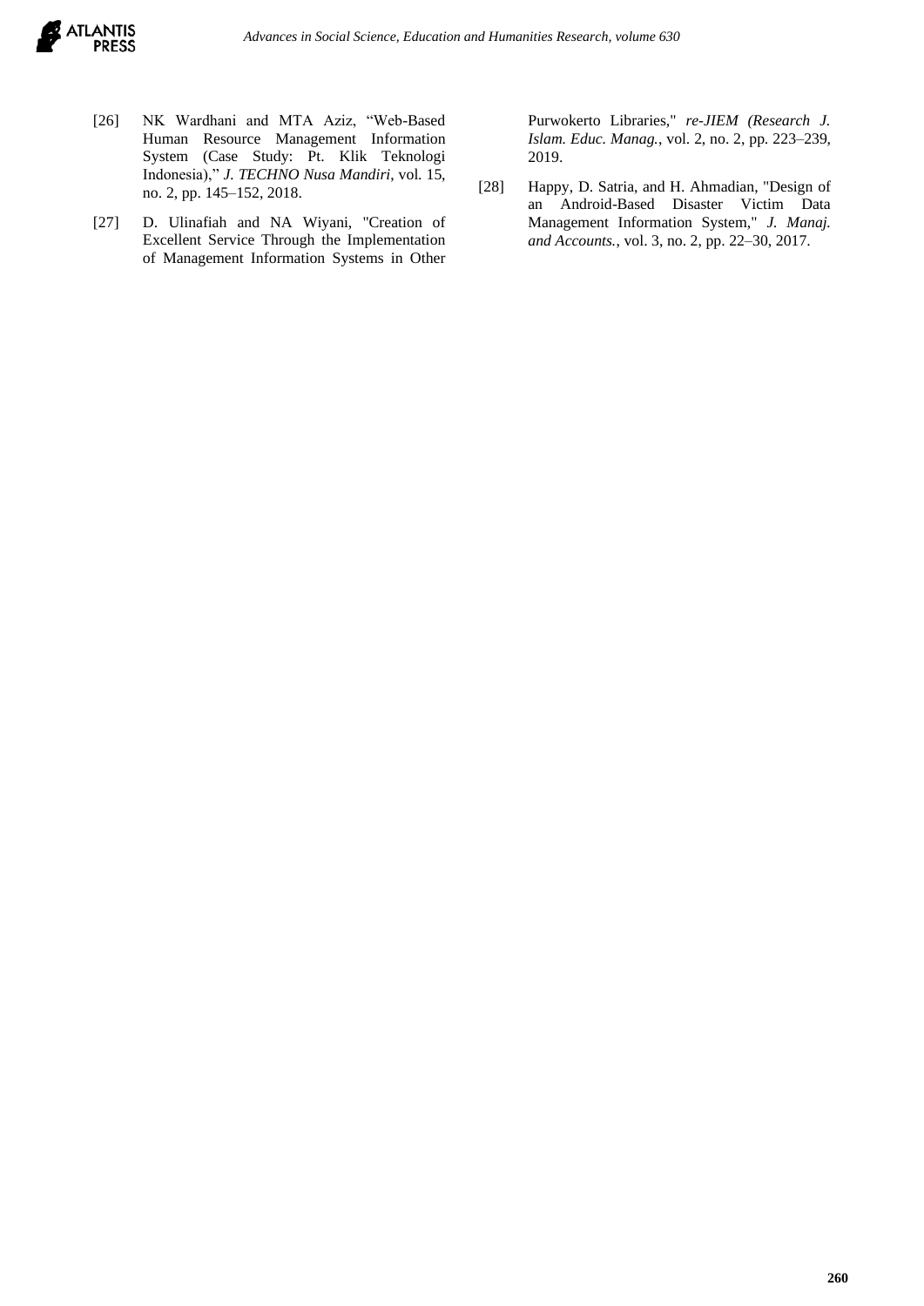[26] NK Wardhani and MTA Aziz, "Web-Based Human Resource Management Information System (Case Study: Pt. Klik Teknologi Indonesia)," *J. TECHNO Nusa Mandiri*, vol. 15, no. 2, pp. 145–152, 2018.

[27] D. Ulinafiah and NA Wiyani, "Creation of Excellent Service Through the Implementation of Management Information Systems in Other Purwokerto Libraries," *re-JIEM (Research J. Islam. Educ. Manag.*, vol. 2, no. 2, pp. 223–239, 2019.

[28] Happy, D. Satria, and H. Ahmadian, "Design of an Android-Based Disaster Victim Data Management Information System," *J. Manaj. and Accounts.*, vol. 3, no. 2, pp. 22–30, 2017.